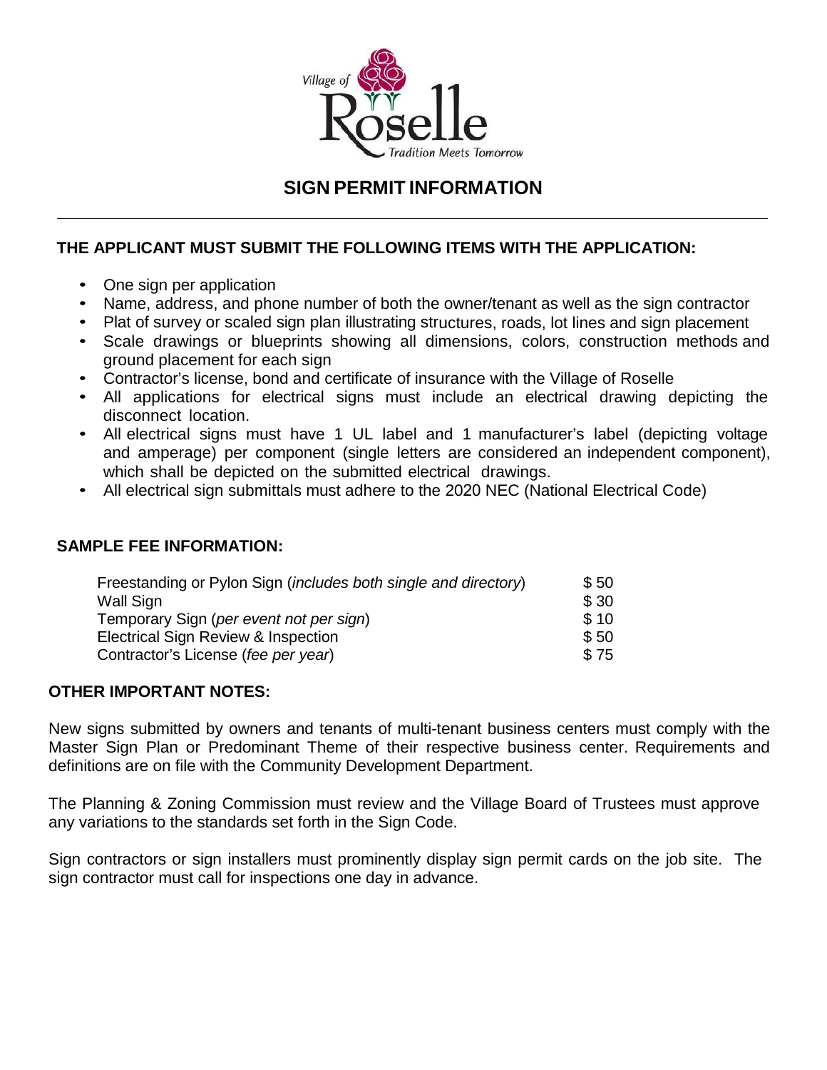Village of Roselle
Tradition Meets Tomorrow

# SIGN PERMIT INFORMATION

---

### THE APPLICANT MUST SUBMIT THE FOLLOWING ITEMS WITH THE APPLICATION:

- One sign per application
- Name, address, and phone number of both the owner/tenant as well as the sign contractor
- Plat of survey or scaled sign plan illustrating structures, roads, lot lines and sign placement
- Scale drawings or blueprints showing all dimensions, colors, construction methods and ground placement for each sign
- Contractor's license, bond and certificate of insurance with the Village of Roselle
- All applications for electrical signs must include an electrical drawing depicting the disconnect location.
- All electrical signs must have 1 UL label and 1 manufacturer's label (depicting voltage and amperage) per component (single letters are considered an independent component), which shall be depicted on the submitted electrical drawings.
- All electrical sign submittals must adhere to the 2020 NEC (National Electrical Code)

### SAMPLE FEE INFORMATION:

| | |
|---|---|
| Freestanding or Pylon Sign (*includes both single and directory*) | $ 50 |
| Wall Sign | $ 30 |
| Temporary Sign (*per event not per sign*) | $ 10 |
| Electrical Sign Review & Inspection | $ 50 |
| Contractor's License (*fee per year*) | $ 75 |

### OTHER IMPORTANT NOTES:

New signs submitted by owners and tenants of multi-tenant business centers must comply with the Master Sign Plan or Predominant Theme of their respective business center. Requirements and definitions are on file with the Community Development Department.

The Planning & Zoning Commission must review and the Village Board of Trustees must approve any variations to the standards set forth in the Sign Code.

Sign contractors or sign installers must prominently display sign permit cards on the job site. The sign contractor must call for inspections one day in advance.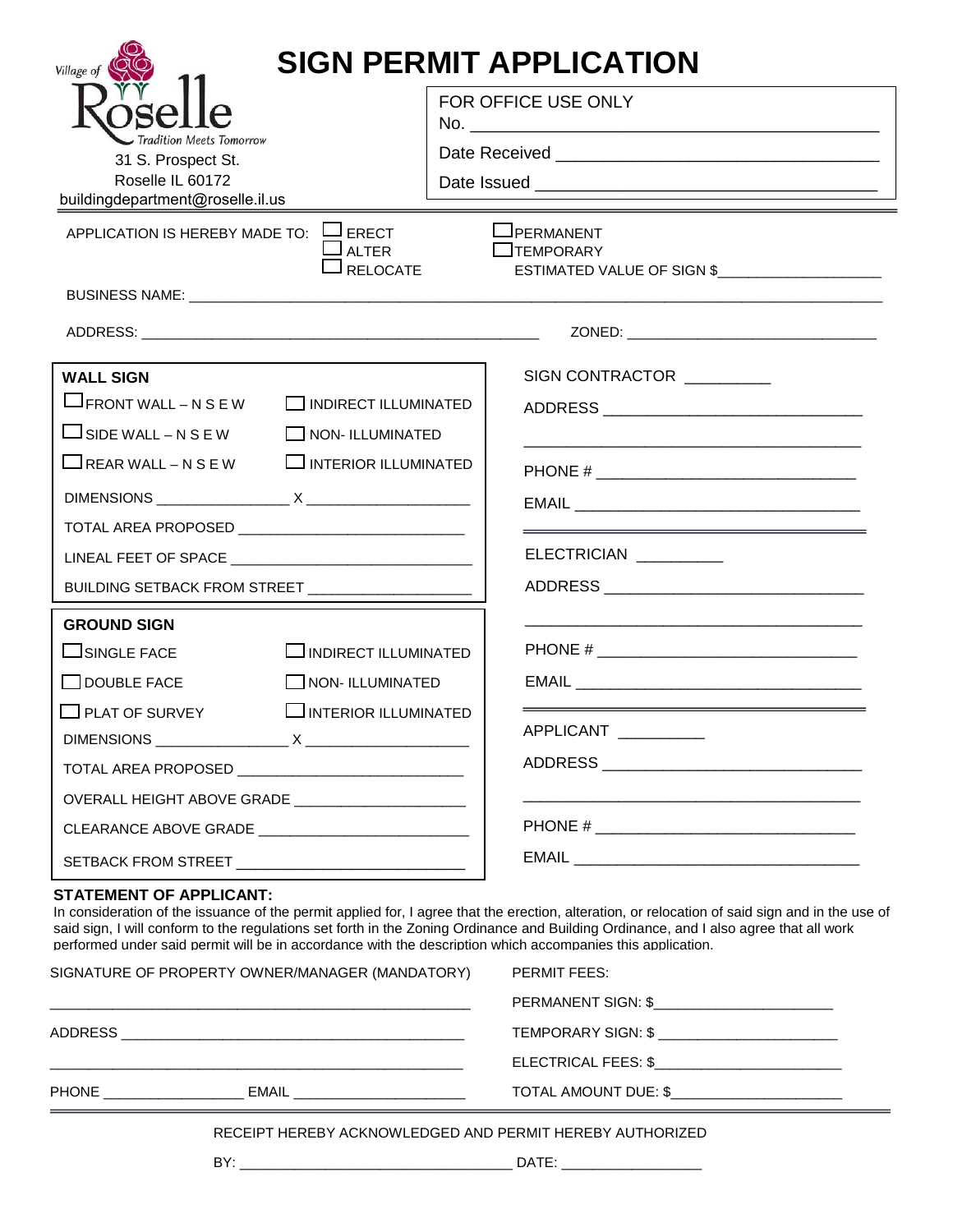Village of Roselle
*Tradition Meets Tomorrow*

31 S. Prospect St.
Roselle IL 60172
buildingdepartment@roselle.il.us

# SIGN PERMIT APPLICATION

FOR OFFICE USE ONLY
No. ______________________________
Date Received ______________________________
Date Issued ______________________________

APPLICATION IS HEREBY MADE TO: ☐ ERECT ☐ ALTER ☐ RELOCATE

☐ PERMANENT ☐ TEMPORARY
ESTIMATED VALUE OF SIGN $____________________

BUSINESS NAME: ______________________________

ADDRESS: ______________________________ ZONED: ______________________________

## WALL SIGN

☐ FRONT WALL – N S E W ☐ INDIRECT ILLUMINATED
☐ SIDE WALL – N S E W ☐ NON- ILLUMINATED
☐ REAR WALL – N S E W ☐ INTERIOR ILLUMINATED

DIMENSIONS ________________ X ____________________
TOTAL AREA PROPOSED ____________________________
LINEAL FEET OF SPACE ____________________________
BUILDING SETBACK FROM STREET ___________________

## GROUND SIGN

☐ SINGLE FACE ☐ INDIRECT ILLUMINATED
☐ DOUBLE FACE ☐ NON- ILLUMINATED
☐ PLAT OF SURVEY ☐ INTERIOR ILLUMINATED

DIMENSIONS ________________ X ____________________
TOTAL AREA PROPOSED ____________________________
OVERALL HEIGHT ABOVE GRADE _____________________
CLEARANCE ABOVE GRADE __________________________
SETBACK FROM STREET ____________________________

SIGN CONTRACTOR _________
ADDRESS ______________________________
______________________________
PHONE # ______________________________
EMAIL ______________________________

ELECTRICIAN _________
ADDRESS ______________________________
______________________________
PHONE # ______________________________
EMAIL ______________________________

APPLICANT _________
ADDRESS ______________________________
______________________________
PHONE # ______________________________
EMAIL ______________________________

**STATEMENT OF APPLICANT:**
In consideration of the issuance of the permit applied for, I agree that the erection, alteration, or relocation of said sign and in the use of said sign, I will conform to the regulations set forth in the Zoning Ordinance and Building Ordinance, and I also agree that all work performed under said permit will be in accordance with the description which accompanies this application.

SIGNATURE OF PROPERTY OWNER/MANAGER (MANDATORY)
______________________________
ADDRESS ______________________________
______________________________
PHONE _________________ EMAIL _____________________

PERMIT FEES:
PERMANENT SIGN: $_____________________
TEMPORARY SIGN: $ _____________________
ELECTRICAL FEES: $_____________________
TOTAL AMOUNT DUE: $_____________________

RECEIPT HEREBY ACKNOWLEDGED AND PERMIT HEREBY AUTHORIZED

BY: ______________________________ DATE: _________________